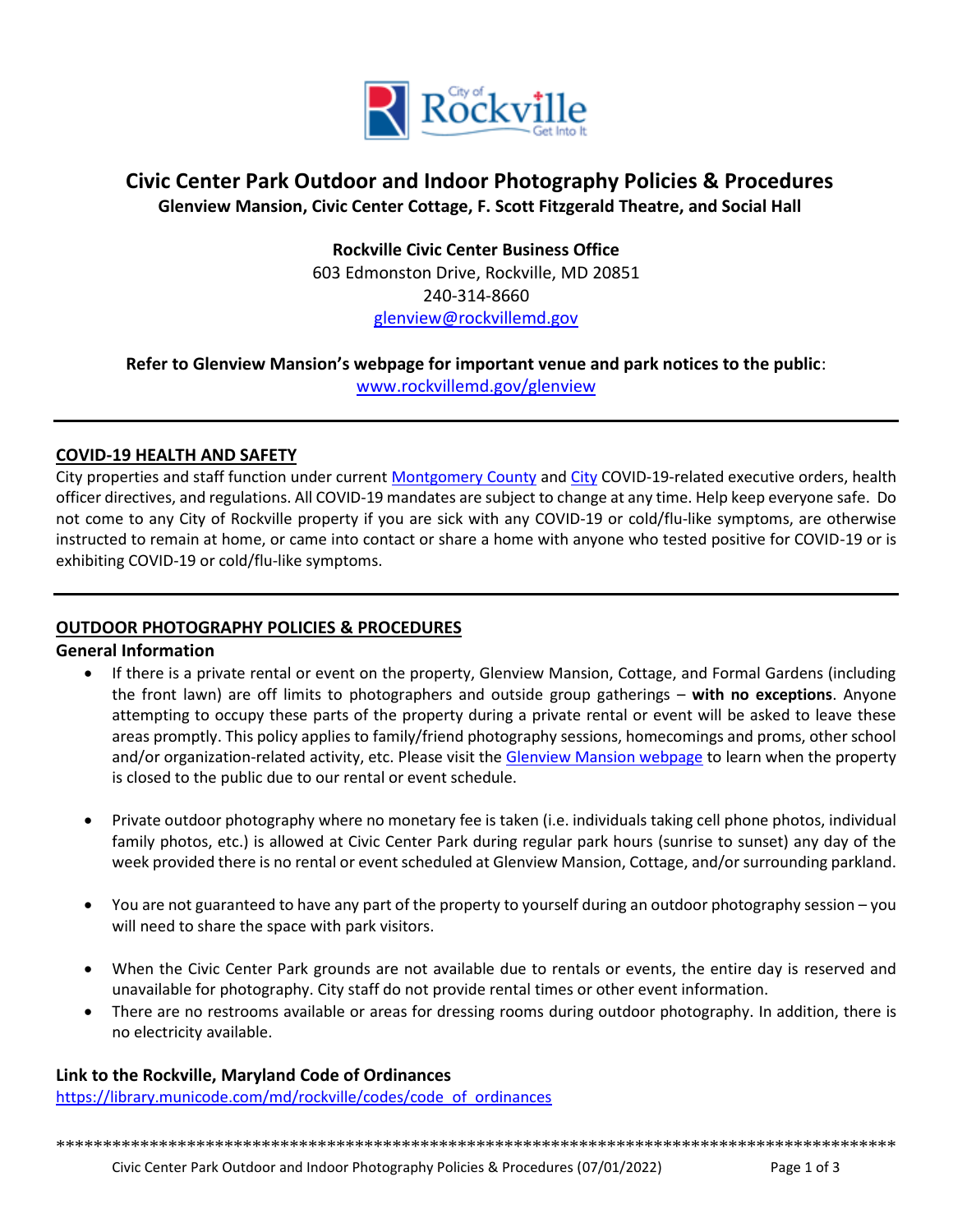# Civic Center Park Outdoor and Indoor Photography Policies & Procedures

**Glenview Mansion, Civic Center Cottage, F. Scott Fitzgerald Theatre, and Social Hall**

**Rockville Civic Center Business Office**
603 Edmonston Drive, Rockville, MD 20851
240-314-8660
glenview@rockvillemd.gov

**Refer to Glenview Mansion's webpage for important venue and park notices to the public**:
www.rockvillemd.gov/glenview

---

## COVID-19 HEALTH AND SAFETY

City properties and staff function under current Montgomery County and City COVID-19-related executive orders, health officer directives, and regulations. All COVID-19 mandates are subject to change at any time. Help keep everyone safe. Do not come to any City of Rockville property if you are sick with any COVID-19 or cold/flu-like symptoms, are otherwise instructed to remain at home, or came into contact or share a home with anyone who tested positive for COVID-19 or is exhibiting COVID-19 or cold/flu-like symptoms.

---

## OUTDOOR PHOTOGRAPHY POLICIES & PROCEDURES

### General Information

- If there is a private rental or event on the property, Glenview Mansion, Cottage, and Formal Gardens (including the front lawn) are off limits to photographers and outside group gatherings – **with no exceptions**. Anyone attempting to occupy these parts of the property during a private rental or event will be asked to leave these areas promptly. This policy applies to family/friend photography sessions, homecomings and proms, other school and/or organization-related activity, etc. Please visit the Glenview Mansion webpage to learn when the property is closed to the public due to our rental or event schedule.

- Private outdoor photography where no monetary fee is taken (i.e. individuals taking cell phone photos, individual family photos, etc.) is allowed at Civic Center Park during regular park hours (sunrise to sunset) any day of the week provided there is no rental or event scheduled at Glenview Mansion, Cottage, and/or surrounding parkland.

- You are not guaranteed to have any part of the property to yourself during an outdoor photography session – you will need to share the space with park visitors.

- When the Civic Center Park grounds are not available due to rentals or events, the entire day is reserved and unavailable for photography. City staff do not provide rental times or other event information.
- There are no restrooms available or areas for dressing rooms during outdoor photography. In addition, there is no electricity available.

### Link to the Rockville, Maryland Code of Ordinances

https://library.municode.com/md/rockville/codes/code_of_ordinances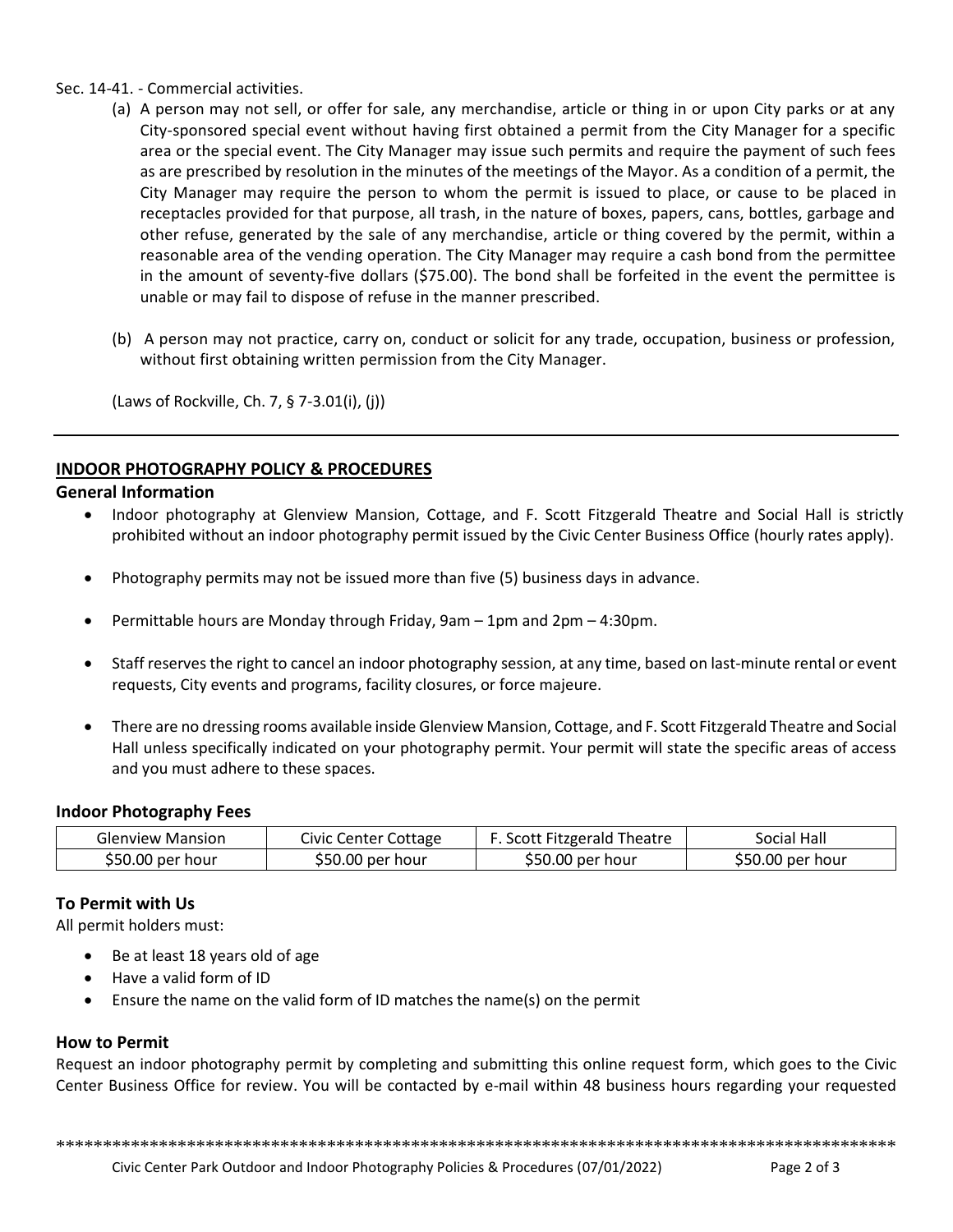Sec. 14-41. - Commercial activities.

(a) A person may not sell, or offer for sale, any merchandise, article or thing in or upon City parks or at any City-sponsored special event without having first obtained a permit from the City Manager for a specific area or the special event. The City Manager may issue such permits and require the payment of such fees as are prescribed by resolution in the minutes of the meetings of the Mayor. As a condition of a permit, the City Manager may require the person to whom the permit is issued to place, or cause to be placed in receptacles provided for that purpose, all trash, in the nature of boxes, papers, cans, bottles, garbage and other refuse, generated by the sale of any merchandise, article or thing covered by the permit, within a reasonable area of the vending operation. The City Manager may require a cash bond from the permittee in the amount of seventy-five dollars ($75.00). The bond shall be forfeited in the event the permittee is unable or may fail to dispose of refuse in the manner prescribed.

(b) A person may not practice, carry on, conduct or solicit for any trade, occupation, business or profession, without first obtaining written permission from the City Manager.

(Laws of Rockville, Ch. 7, § 7-3.01(i), (j))

---

## INDOOR PHOTOGRAPHY POLICY & PROCEDURES

### General Information

- Indoor photography at Glenview Mansion, Cottage, and F. Scott Fitzgerald Theatre and Social Hall is strictly prohibited without an indoor photography permit issued by the Civic Center Business Office (hourly rates apply).
- Photography permits may not be issued more than five (5) business days in advance.
- Permittable hours are Monday through Friday, 9am – 1pm and 2pm – 4:30pm.
- Staff reserves the right to cancel an indoor photography session, at any time, based on last-minute rental or event requests, City events and programs, facility closures, or force majeure.
- There are no dressing rooms available inside Glenview Mansion, Cottage, and F. Scott Fitzgerald Theatre and Social Hall unless specifically indicated on your photography permit. Your permit will state the specific areas of access and you must adhere to these spaces.

### Indoor Photography Fees

| Glenview Mansion | Civic Center Cottage | F. Scott Fitzgerald Theatre | Social Hall |
| --- | --- | --- | --- |
| $50.00 per hour | $50.00 per hour | $50.00 per hour | $50.00 per hour |

### To Permit with Us

All permit holders must:

- Be at least 18 years old of age
- Have a valid form of ID
- Ensure the name on the valid form of ID matches the name(s) on the permit

### How to Permit

Request an indoor photography permit by completing and submitting this online request form, which goes to the Civic Center Business Office for review. You will be contacted by e-mail within 48 business hours regarding your requested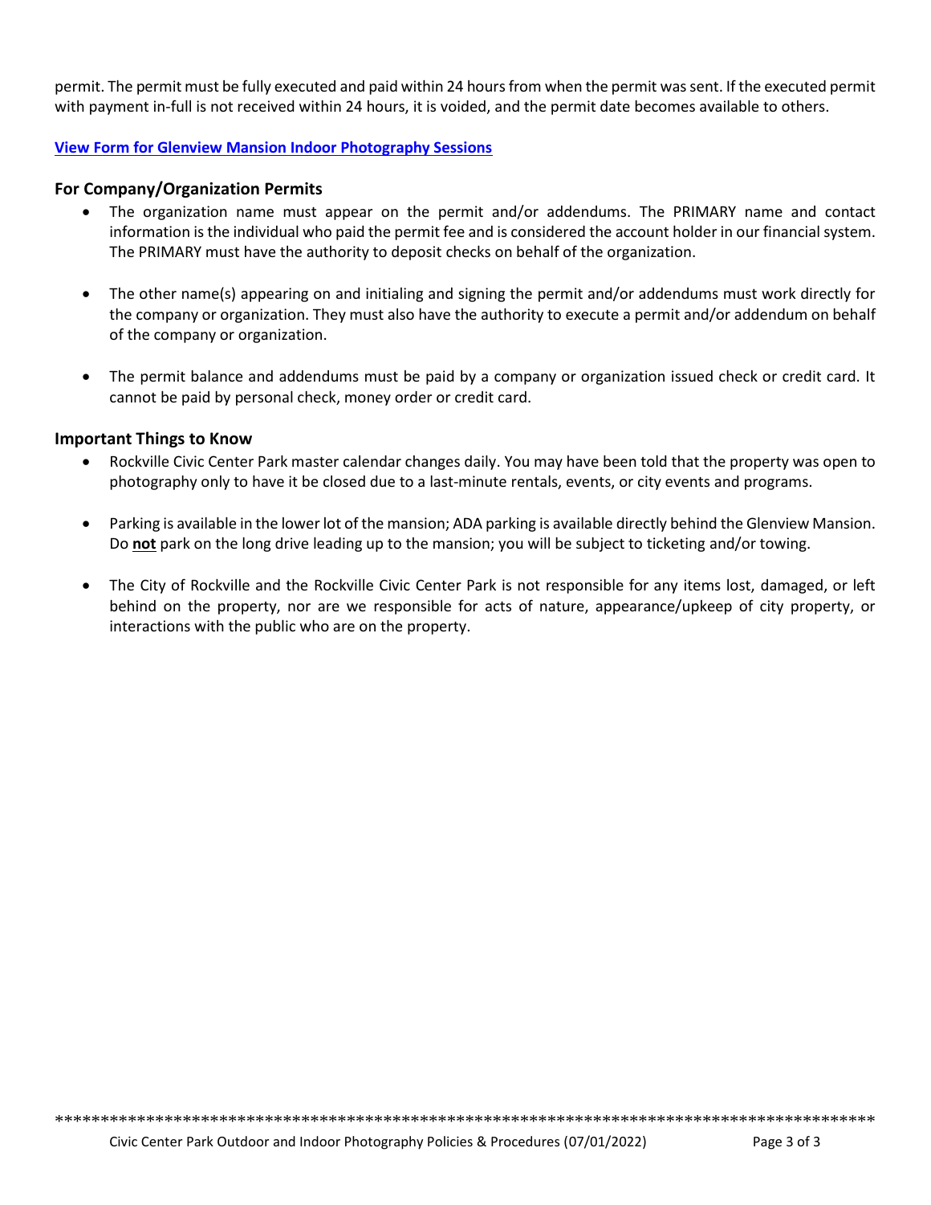permit. The permit must be fully executed and paid within 24 hours from when the permit was sent. If the executed permit with payment in-full is not received within 24 hours, it is voided, and the permit date becomes available to others.

**View Form for Glenview Mansion Indoor Photography Sessions**

### For Company/Organization Permits

- The organization name must appear on the permit and/or addendums. The PRIMARY name and contact information is the individual who paid the permit fee and is considered the account holder in our financial system. The PRIMARY must have the authority to deposit checks on behalf of the organization.
- The other name(s) appearing on and initialing and signing the permit and/or addendums must work directly for the company or organization. They must also have the authority to execute a permit and/or addendum on behalf of the company or organization.
- The permit balance and addendums must be paid by a company or organization issued check or credit card. It cannot be paid by personal check, money order or credit card.

### Important Things to Know

- Rockville Civic Center Park master calendar changes daily. You may have been told that the property was open to photography only to have it be closed due to a last-minute rentals, events, or city events and programs.
- Parking is available in the lower lot of the mansion; ADA parking is available directly behind the Glenview Mansion. Do **not** park on the long drive leading up to the mansion; you will be subject to ticketing and/or towing.
- The City of Rockville and the Rockville Civic Center Park is not responsible for any items lost, damaged, or left behind on the property, nor are we responsible for acts of nature, appearance/upkeep of city property, or interactions with the public who are on the property.